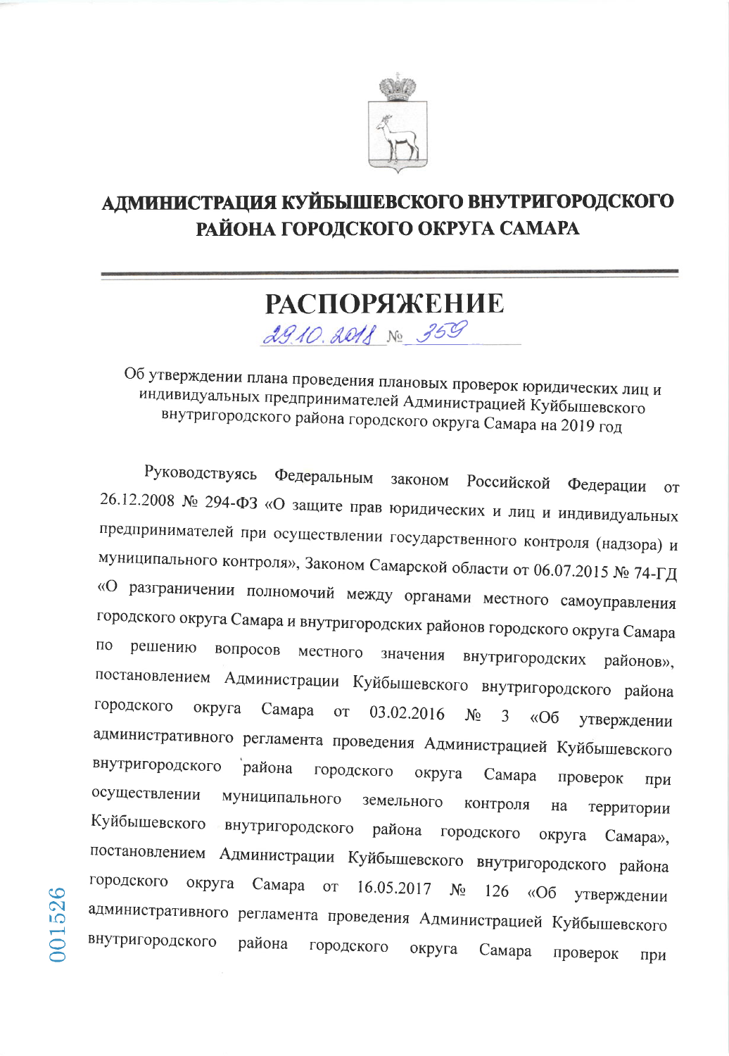# АДМИНИСТРАЦИЯ КУЙБЫШЕВСКОГО ВНУТРИГОРОДСКОГО РАЙОНА ГОРОДСКОГО ОКРУГА САМАРА

## РАСПОРЯЖЕНИЕ

29.10.2018 № 359

Об утверждении плана проведения плановых проверок юридических лиц и индивидуальных предпринимателей Администрацией Куйбышевского внутригородского района городского округа Самара на 2019 год

Руководствуясь Федеральным законом Российской Федерации от 26.12.2008 № 294-ФЗ «О защите прав юридических и лиц и индивидуальных предпринимателей при осуществлении государственного контроля (надзора) и муниципального контроля», Законом Самарской области от 06.07.2015 № 74-ГД «О разграничении полномочий между органами местного самоуправления городского округа Самара и внутригородских районов городского округа Самара по решению вопросов местного значения внутригородских районов», постановлением Администрации Куйбышевского внутригородского района городского округа Самара от 03.02.2016 № 3 «Об утверждении административного регламента проведения Администрацией Куйбышевского внутригородского района городского округа Самара проверок при осуществлении муниципального земельного контроля на территории Куйбышевского внутригородского района городского округа Самара», постановлением Администрации Куйбышевского внутригородского района городского округа Самара от 16.05.2017 № 126 «Об утверждении административного регламента проведения Администрацией Куйбышевского внутригородского района городского округа Самара проверок при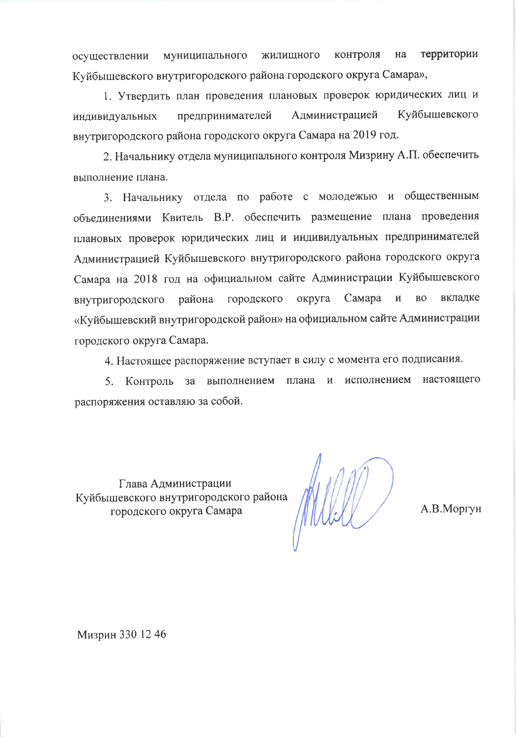осуществлении муниципального жилищного контроля на территории Куйбышевского внутригородского района городского округа Самара»,

1. Утвердить план проведения плановых проверок юридических лиц и индивидуальных предпринимателей Администрацией Куйбышевского внутригородского района городского округа Самара на 2019 год.

2. Начальнику отдела муниципального контроля Мизрину А.П. обеспечить выполнение плана.

3. Начальнику отдела по работе с молодежью и общественным объединениями Квитель В.Р. обеспечить размещение плана проведения плановых проверок юридических лиц и индивидуальных предпринимателей Администрацией Куйбышевского внутригородского района городского округа Самара на 2018 год на официальном сайте Администрации Куйбышевского внутригородского района городского округа Самара и во вкладке «Куйбышевский внутригородской район» на официальном сайте Администрации городского округа Самара.

4. Настоящее распоряжение вступает в силу с момента его подписания.

5. Контроль за выполнением плана и исполнением настоящего распоряжения оставляю за собой.

Глава Администрации
Куйбышевского внутригородского района
городского округа Самара

А.В.Моргун

Мизрин 330 12 46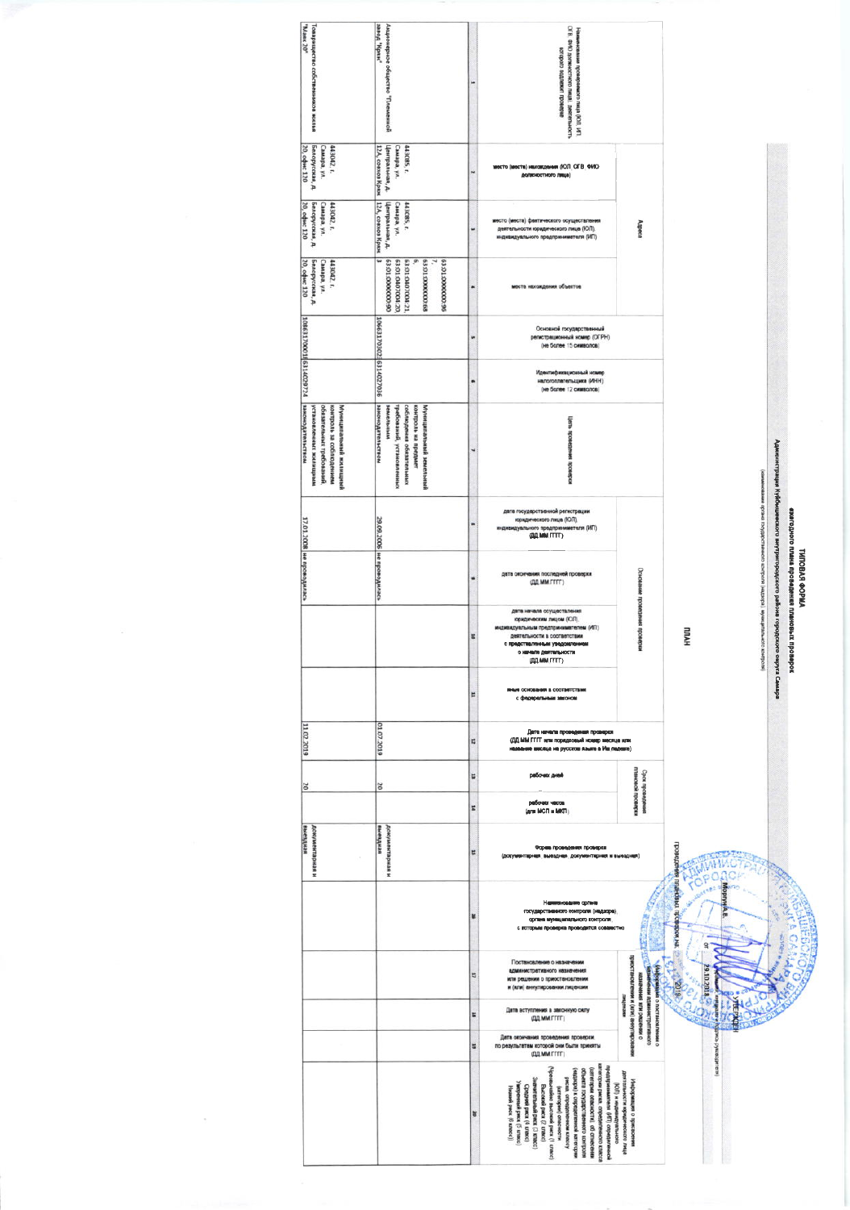# ТИПОВАЯ ФОРМА

**ежегодного плана проведения плановых проверок**

**Администрация Куйбышевского внутригородского района городского округа Самара**

(наименование органа государственного контроля (надзора), муниципального контроля)

УТВЕРЖДЕН

(фамилия, инициалы и подпись руководителя)

Моргунов А.В.

от 29.10.2018

**ПЛАН**

проведения плановых проверок на 2019 г.

| Наименование проверяемого лица (ЮЛ, ИП, ОГВ, ФИО должностного лица), деятельность которого подлежит проверке | Адреса | | | Основной государственный регистрационный номер (ОГРН) (не более 15 символов) | Идентификационный номер налогоплательщика (ИНН) (не более 12 символов) | Цель проведения проверки | Основание проведения проверки | | | | Дата начала проведения проверки (ДД.ММ.ГГГГ или порядковый номер месяца или название месяца на русском языке в Им.падеже) | Срок проведения плановой проверки | | Форма проведения проверки (документарная, выездная, документарная и выездная) | Наименование органа государственного контроля (надзора), органа муниципального контроля, с которым проверка проводится совместно | Информация о постановлении о назначении административного назначения или решении о приостановлении и (или) аннулировании лицензии | | | Информация о присвоении деятельности юридического лица (ЮЛ) и индивидуального предпринимателя (ИП) определенной категории риска, определенного класса (категории опасности), об отнесении объекта государственного контроля (надзора) к определенной категории риска, определенному классу (категории) опасности (Чрезвычайно высокий риск (1 класс); Высокий риск (2 класс); Значительный риск (3 класс); Средний риск (4 класс); Умеренный риск (5 класс); Низкий риск (6 класс)) |
|---|---|---|---|---|---|---|---|---|---|---|---|---|---|---|---|---|---|---|---|
| | место (места) нахождения (ЮЛ, ОГВ, ФИО должностного лица) | место (места) фактического осуществления деятельности юридического лица (ЮЛ), индивидуального предпринимателя (ИП) | места нахождения объектов | | | | дата государственной регистрации юридического лица (ЮЛ), индивидуального предпринимателя (ИП) (ДД.ММ.ГГГГ) | дата окончания последней проверки (ДД.ММ.ГГГГ) | дата начала осуществления юридическим лицом (ЮЛ), индивидуальным предпринимателем (ИП) деятельности в соответствии с представленным уведомлением о начале деятельности (ДД.ММ.ГГГГ) | иные основания в соответствии с федеральным законом | | рабочих дней | рабочих часов (для МСП и МКП) | | | Постановление о назначении административного назначения или решение о приостановлении и (или) аннулировании лицензии | Дата вступления в законную силу (ДД.ММ.ГГГГ) | Дата окончания проведения проверки по результатам которой они были приняты (ДД.ММ.ГГГГ) | |
| 1 | 2 | 3 | 4 | 5 | 6 | 7 | 8 | 9 | 10 | 11 | 12 | 13 | 14 | 15 | 16 | 17 | 18 | 19 | 20 |
| Акционерное общество "Племенной завод "Красс" | 443085, г. Самара, ул. Центральная, д. 12А, совхоз Красс | 443085, г. Самара, ул. Центральная, д. 12А, совхоз Красс | 63:01:0000000:96 7, 63:01:0000000:65 6, 63:01:0407004:21, 63:01:0407004:20 63:01:0000000:90 3 | 1046317003022 | 6314027036 | Муниципальный земельный контроль на предмет соблюдения обязательных требований, установленных земельным законодательством | 29.09.2006 | не проводилась | | | 01.07.2019 | 20 | | документарная и выездная | | | | | |
| Товарищество собственников жилья "Маяк 20" | 443042, г. Самара, ул. Белорусская, д. 20, офис 120 | 443042, г. Самара, ул. Белорусская, д. 20, офис 120 | 443042, г. Самара, ул. Белорусская, д. 20, офис 120 | 1086317000184 | 6314029724 | Муниципальный жилищный контроль за соблюдением обязательных требований, установленных жилищным законодательством | 17.01.2008 | не проводилась | | | 11.02.2019 | 20 | | документарная и выездная | | | | | |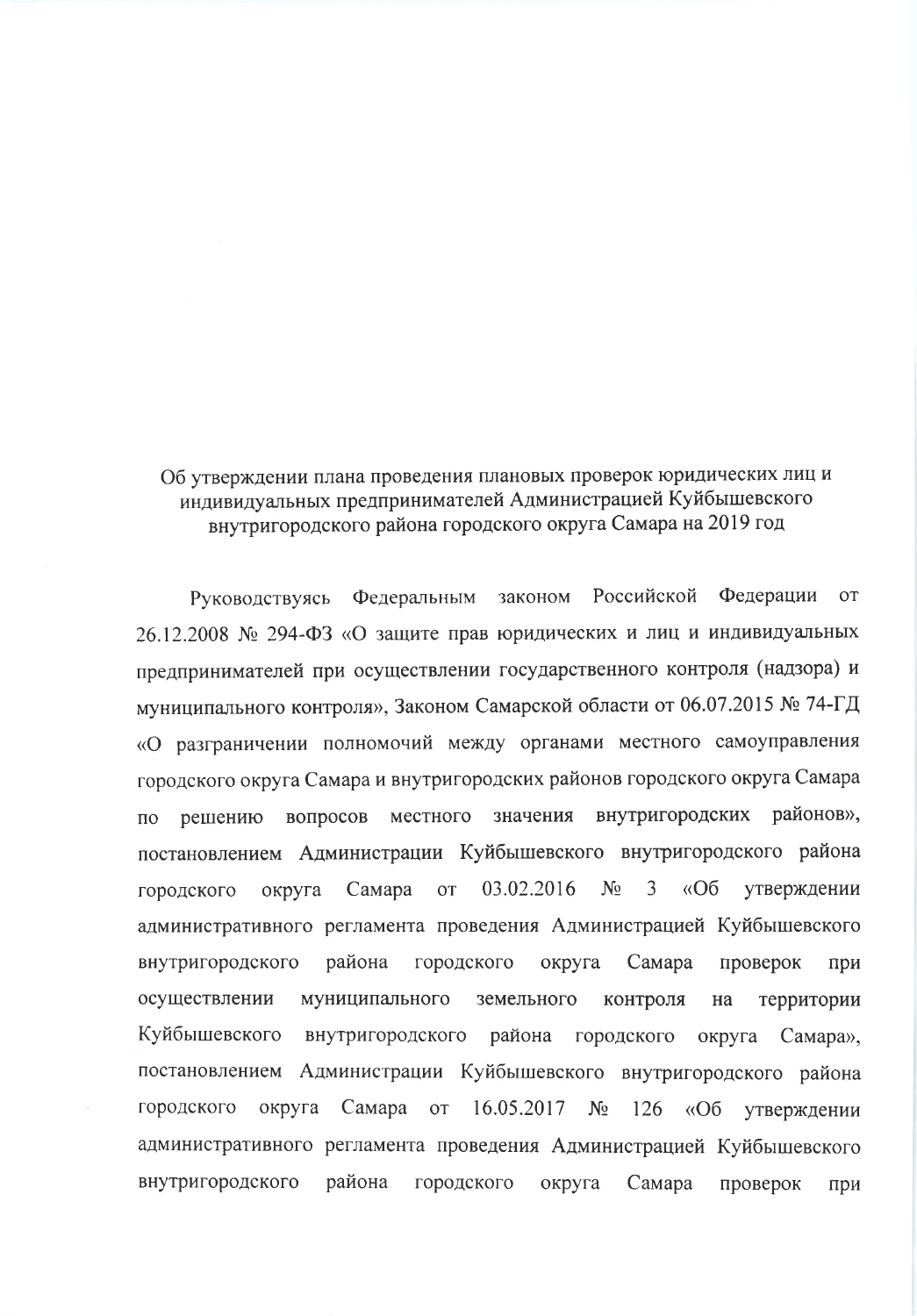Об утверждении плана проведения плановых проверок юридических лиц и индивидуальных предпринимателей Администрацией Куйбышевского внутригородского района городского округа Самара на 2019 год

Руководствуясь Федеральным законом Российской Федерации от 26.12.2008 № 294-ФЗ «О защите прав юридических и лиц и индивидуальных предпринимателей при осуществлении государственного контроля (надзора) и муниципального контроля», Законом Самарской области от 06.07.2015 № 74-ГД «О разграничении полномочий между органами местного самоуправления городского округа Самара и внутригородских районов городского округа Самара по решению вопросов местного значения внутригородских районов», постановлением Администрации Куйбышевского внутригородского района городского округа Самара от 03.02.2016 № 3 «Об утверждении административного регламента проведения Администрацией Куйбышевского внутригородского района городского округа Самара проверок при осуществлении муниципального земельного контроля на территории Куйбышевского внутригородского района городского округа Самара», постановлением Администрации Куйбышевского внутригородского района городского округа Самара от 16.05.2017 № 126 «Об утверждении административного регламента проведения Администрацией Куйбышевского внутригородского района городского округа Самара проверок при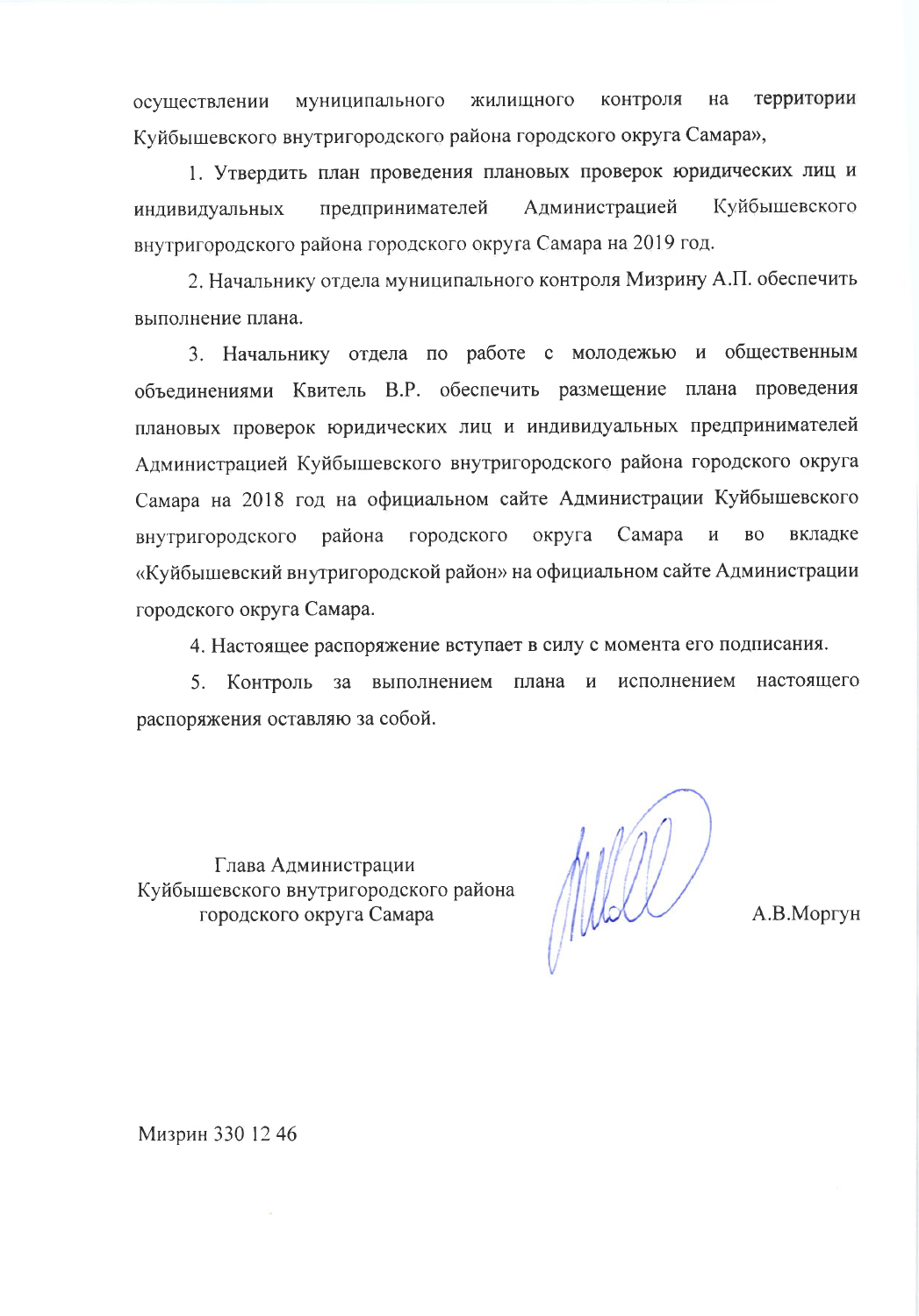осуществлении муниципального жилищного контроля на территории Куйбышевского внутригородского района городского округа Самара»,

1. Утвердить план проведения плановых проверок юридических лиц и индивидуальных предпринимателей Администрацией Куйбышевского внутригородского района городского округа Самара на 2019 год.

2. Начальнику отдела муниципального контроля Мизрину А.П. обеспечить выполнение плана.

3. Начальнику отдела по работе с молодежью и общественным объединениями Квитель В.Р. обеспечить размещение плана проведения плановых проверок юридических лиц и индивидуальных предпринимателей Администрацией Куйбышевского внутригородского района городского округа Самара на 2018 год на официальном сайте Администрации Куйбышевского внутригородского района городского округа Самара и во вкладке «Куйбышевский внутригородской район» на официальном сайте Администрации городского округа Самара.

4. Настоящее распоряжение вступает в силу с момента его подписания.

5. Контроль за выполнением плана и исполнением настоящего распоряжения оставляю за собой.

Глава Администрации
Куйбышевского внутригородского района
городского округа Самара

А.В.Моргун

Мизрин 330 12 46